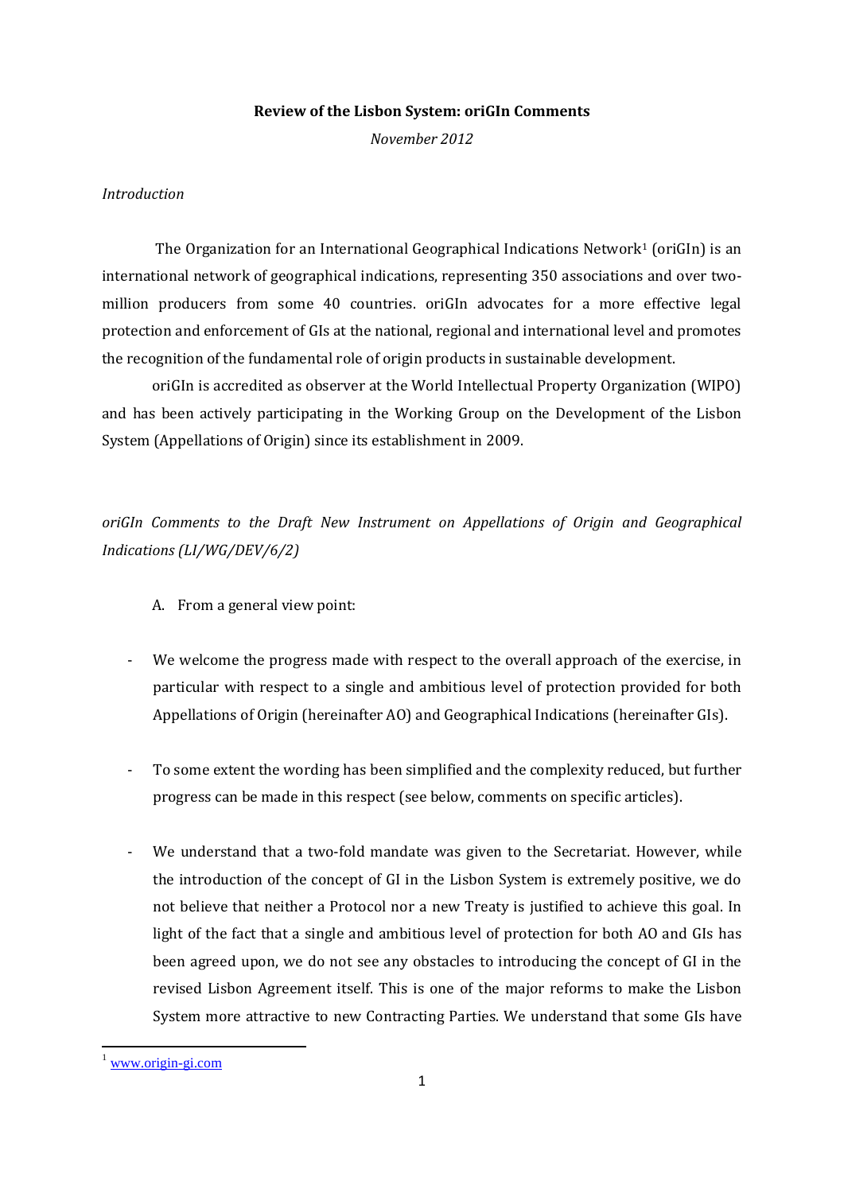**Review of the Lisbon System: oriGIn Comments**

*November 2012*

*Introduction*

The Organization for an International Geographical Indications Network[1] (oriGIn) is an international network of geographical indications, representing 350 associations and over two-million producers from some 40 countries. oriGIn advocates for a more effective legal protection and enforcement of GIs at the national, regional and international level and promotes the recognition of the fundamental role of origin products in sustainable development.

oriGIn is accredited as observer at the World Intellectual Property Organization (WIPO) and has been actively participating in the Working Group on the Development of the Lisbon System (Appellations of Origin) since its establishment in 2009.

*oriGIn Comments to the Draft New Instrument on Appellations of Origin and Geographical Indications (LI/WG/DEV/6/2)*

A. From a general view point:

- We welcome the progress made with respect to the overall approach of the exercise, in particular with respect to a single and ambitious level of protection provided for both Appellations of Origin (hereinafter AO) and Geographical Indications (hereinafter GIs).

- To some extent the wording has been simplified and the complexity reduced, but further progress can be made in this respect (see below, comments on specific articles).

- We understand that a two-fold mandate was given to the Secretariat. However, while the introduction of the concept of GI in the Lisbon System is extremely positive, we do not believe that neither a Protocol nor a new Treaty is justified to achieve this goal. In light of the fact that a single and ambitious level of protection for both AO and GIs has been agreed upon, we do not see any obstacles to introducing the concept of GI in the revised Lisbon Agreement itself. This is one of the major reforms to make the Lisbon System more attractive to new Contracting Parties. We understand that some GIs have

[1] www.origin-gi.com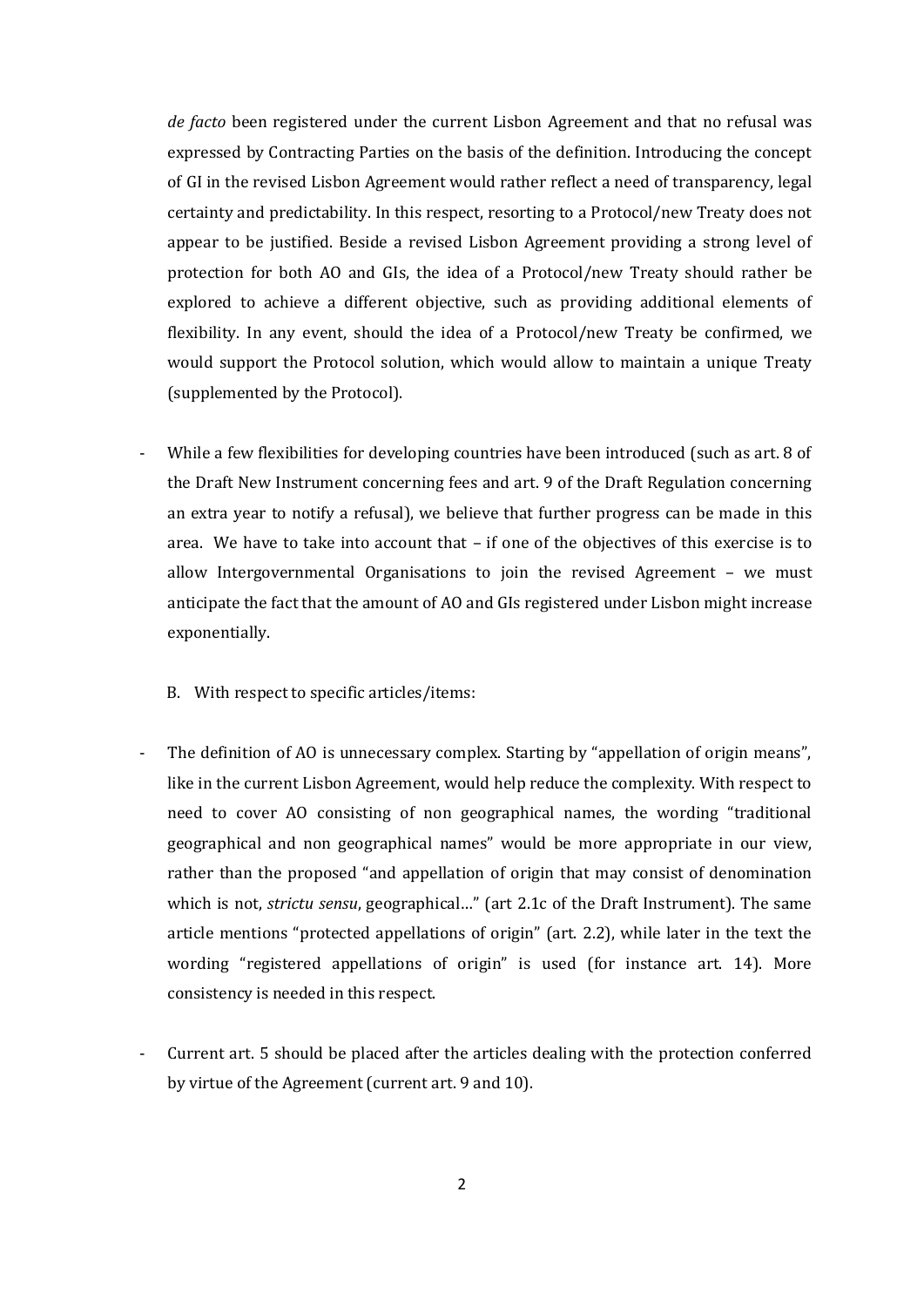*de facto* been registered under the current Lisbon Agreement and that no refusal was expressed by Contracting Parties on the basis of the definition. Introducing the concept of GI in the revised Lisbon Agreement would rather reflect a need of transparency, legal certainty and predictability. In this respect, resorting to a Protocol/new Treaty does not appear to be justified. Beside a revised Lisbon Agreement providing a strong level of protection for both AO and GIs, the idea of a Protocol/new Treaty should rather be explored to achieve a different objective, such as providing additional elements of flexibility. In any event, should the idea of a Protocol/new Treaty be confirmed, we would support the Protocol solution, which would allow to maintain a unique Treaty (supplemented by the Protocol).

- While a few flexibilities for developing countries have been introduced (such as art. 8 of the Draft New Instrument concerning fees and art. 9 of the Draft Regulation concerning an extra year to notify a refusal), we believe that further progress can be made in this area. We have to take into account that – if one of the objectives of this exercise is to allow Intergovernmental Organisations to join the revised Agreement – we must anticipate the fact that the amount of AO and GIs registered under Lisbon might increase exponentially.

B. With respect to specific articles/items:

- The definition of AO is unnecessary complex. Starting by "appellation of origin means", like in the current Lisbon Agreement, would help reduce the complexity. With respect to need to cover AO consisting of non geographical names, the wording "traditional geographical and non geographical names" would be more appropriate in our view, rather than the proposed "and appellation of origin that may consist of denomination which is not, *strictu sensu*, geographical…" (art 2.1c of the Draft Instrument). The same article mentions "protected appellations of origin" (art. 2.2), while later in the text the wording "registered appellations of origin" is used (for instance art. 14). More consistency is needed in this respect.

- Current art. 5 should be placed after the articles dealing with the protection conferred by virtue of the Agreement (current art. 9 and 10).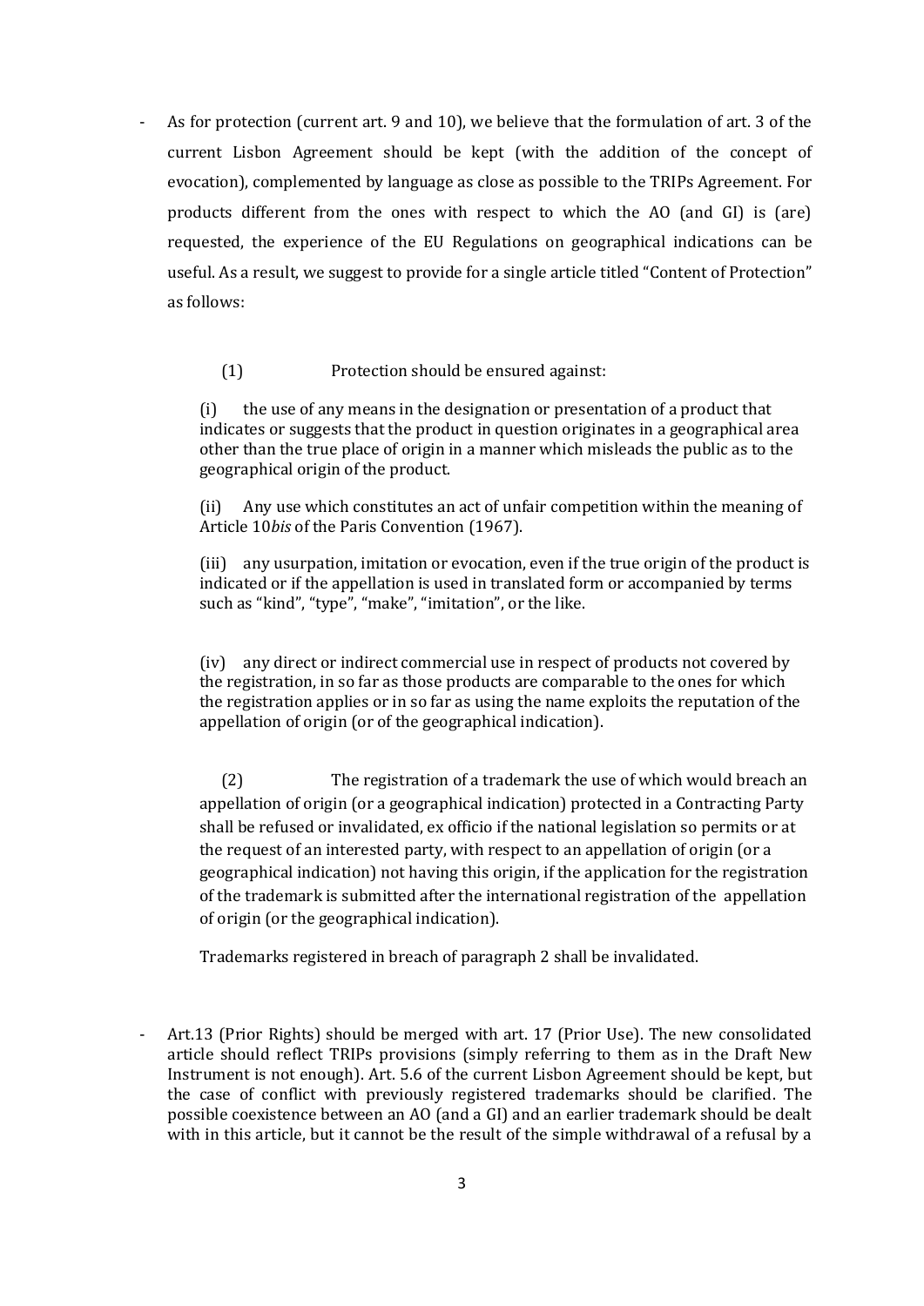- As for protection (current art. 9 and 10), we believe that the formulation of art. 3 of the current Lisbon Agreement should be kept (with the addition of the concept of evocation), complemented by language as close as possible to the TRIPs Agreement. For products different from the ones with respect to which the AO (and GI) is (are) requested, the experience of the EU Regulations on geographical indications can be useful. As a result, we suggest to provide for a single article titled "Content of Protection" as follows:

  (1) Protection should be ensured against:

  (i) the use of any means in the designation or presentation of a product that indicates or suggests that the product in question originates in a geographical area other than the true place of origin in a manner which misleads the public as to the geographical origin of the product.

  (ii) Any use which constitutes an act of unfair competition within the meaning of Article 10*bis* of the Paris Convention (1967).

  (iii) any usurpation, imitation or evocation, even if the true origin of the product is indicated or if the appellation is used in translated form or accompanied by terms such as "kind", "type", "make", "imitation", or the like.

  (iv) any direct or indirect commercial use in respect of products not covered by the registration, in so far as those products are comparable to the ones for which the registration applies or in so far as using the name exploits the reputation of the appellation of origin (or of the geographical indication).

  (2) The registration of a trademark the use of which would breach an appellation of origin (or a geographical indication) protected in a Contracting Party shall be refused or invalidated, ex officio if the national legislation so permits or at the request of an interested party, with respect to an appellation of origin (or a geographical indication) not having this origin, if the application for the registration of the trademark is submitted after the international registration of the appellation of origin (or the geographical indication).

  Trademarks registered in breach of paragraph 2 shall be invalidated.

- Art.13 (Prior Rights) should be merged with art. 17 (Prior Use). The new consolidated article should reflect TRIPs provisions (simply referring to them as in the Draft New Instrument is not enough). Art. 5.6 of the current Lisbon Agreement should be kept, but the case of conflict with previously registered trademarks should be clarified. The possible coexistence between an AO (and a GI) and an earlier trademark should be dealt with in this article, but it cannot be the result of the simple withdrawal of a refusal by a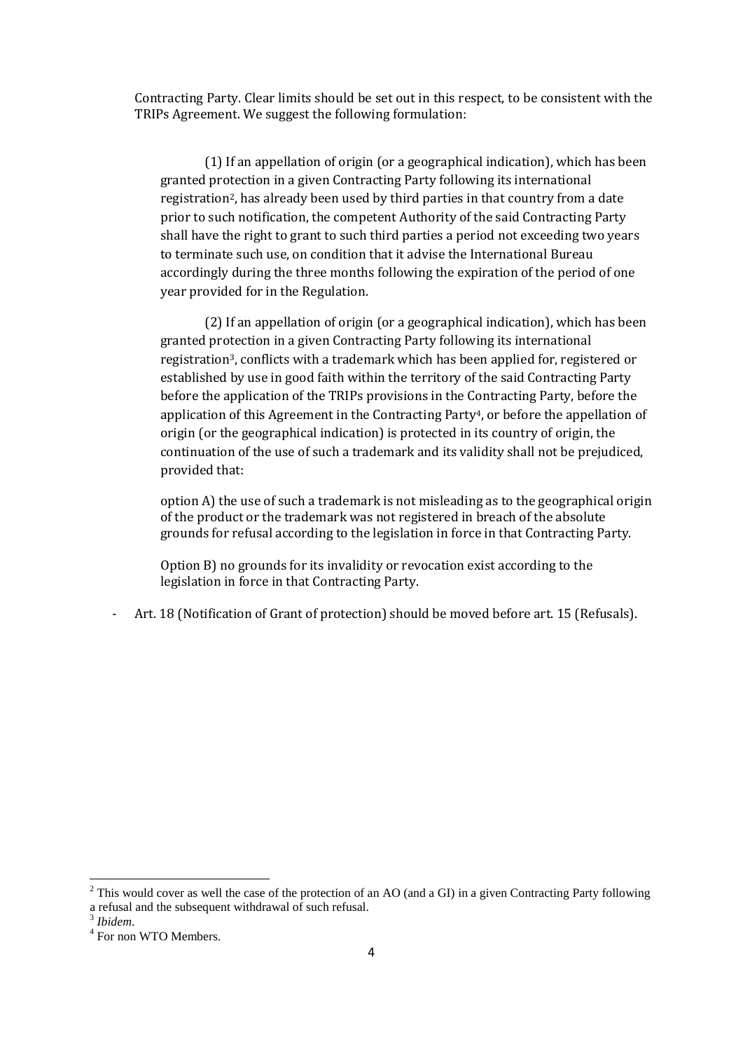Contracting Party. Clear limits should be set out in this respect, to be consistent with the TRIPs Agreement. We suggest the following formulation:

(1) If an appellation of origin (or a geographical indication), which has been granted protection in a given Contracting Party following its international registration[2], has already been used by third parties in that country from a date prior to such notification, the competent Authority of the said Contracting Party shall have the right to grant to such third parties a period not exceeding two years to terminate such use, on condition that it advise the International Bureau accordingly during the three months following the expiration of the period of one year provided for in the Regulation.

(2) If an appellation of origin (or a geographical indication), which has been granted protection in a given Contracting Party following its international registration[3], conflicts with a trademark which has been applied for, registered or established by use in good faith within the territory of the said Contracting Party before the application of the TRIPs provisions in the Contracting Party, before the application of this Agreement in the Contracting Party[4], or before the appellation of origin (or the geographical indication) is protected in its country of origin, the continuation of the use of such a trademark and its validity shall not be prejudiced, provided that:

option A) the use of such a trademark is not misleading as to the geographical origin of the product or the trademark was not registered in breach of the absolute grounds for refusal according to the legislation in force in that Contracting Party.

Option B) no grounds for its invalidity or revocation exist according to the legislation in force in that Contracting Party.

- Art. 18 (Notification of Grant of protection) should be moved before art. 15 (Refusals).

[2] This would cover as well the case of the protection of an AO (and a GI) in a given Contracting Party following a refusal and the subsequent withdrawal of such refusal.

[3] *Ibidem*.

[4] For non WTO Members.